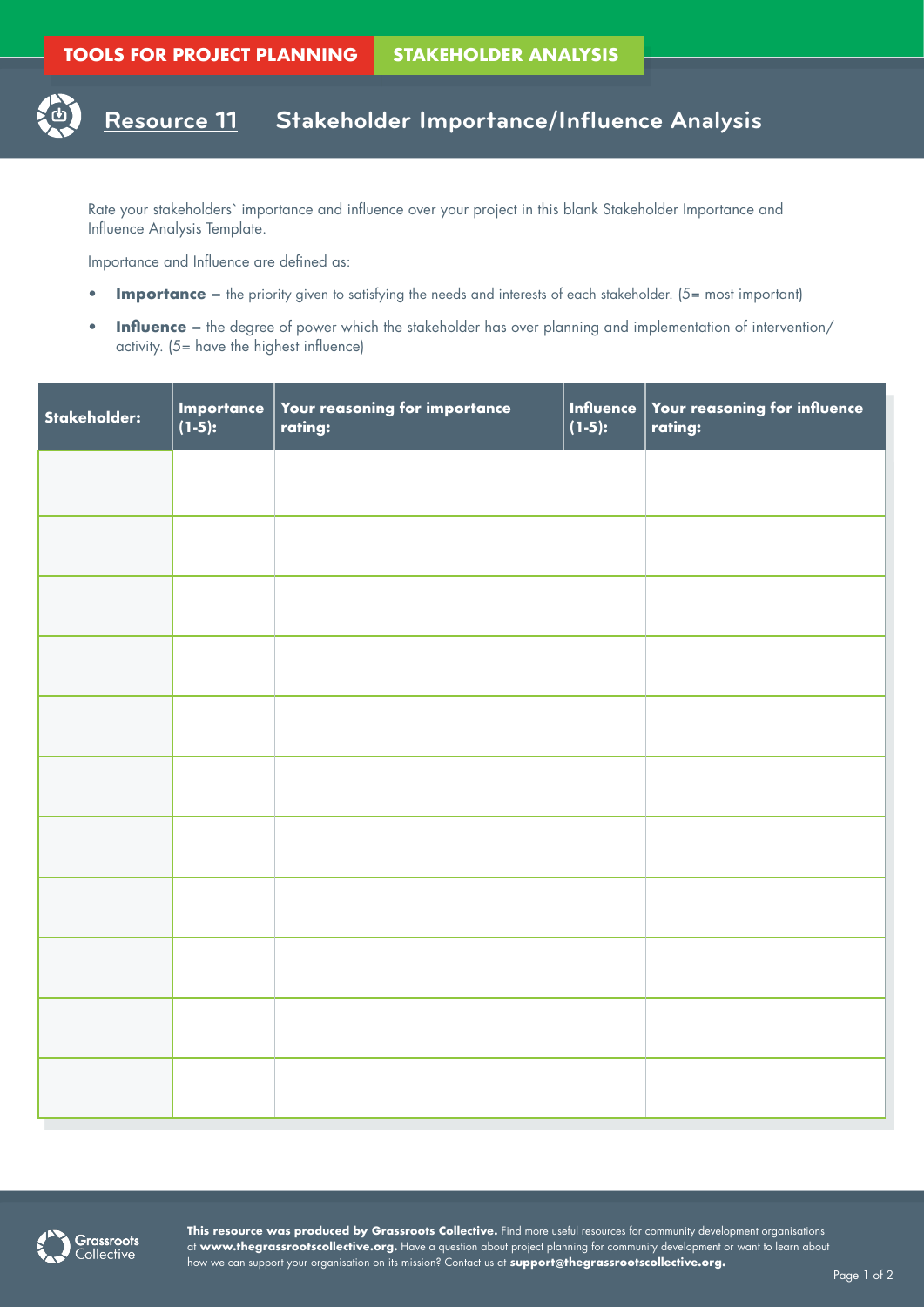TOOLS FOR PROJECT PLANNING | STAKEHOLDER ANALYSIS

# Resource 11 Stakeholder Importance/Influence Analysis

Rate your stakeholders` importance and influence over your project in this blank Stakeholder Importance and Influence Analysis Template.

Importance and Influence are defined as:

- **Importance –** the priority given to satisfying the needs and interests of each stakeholder. (5= most important)
- **Influence –** the degree of power which the stakeholder has over planning and implementation of intervention/ activity. (5= have the highest influence)

| Stakeholder: | Importance (1-5): | Your reasoning for importance rating: | Influence (1-5): | Your reasoning for influence rating: |
|---|---|---|---|---|
| | | | | |
| | | | | |
| | | | | |
| | | | | |
| | | | | |
| | | | | |
| | | | | |
| | | | | |
| | | | | |
| | | | | |
| | | | | |

**This resource was produced by Grassroots Collective.** Find more useful resources for community development organisations at **www.thegrassrootscollective.org.** Have a question about project planning for community development or want to learn about how we can support your organisation on its mission? Contact us at **support@thegrassrootscollective.org.**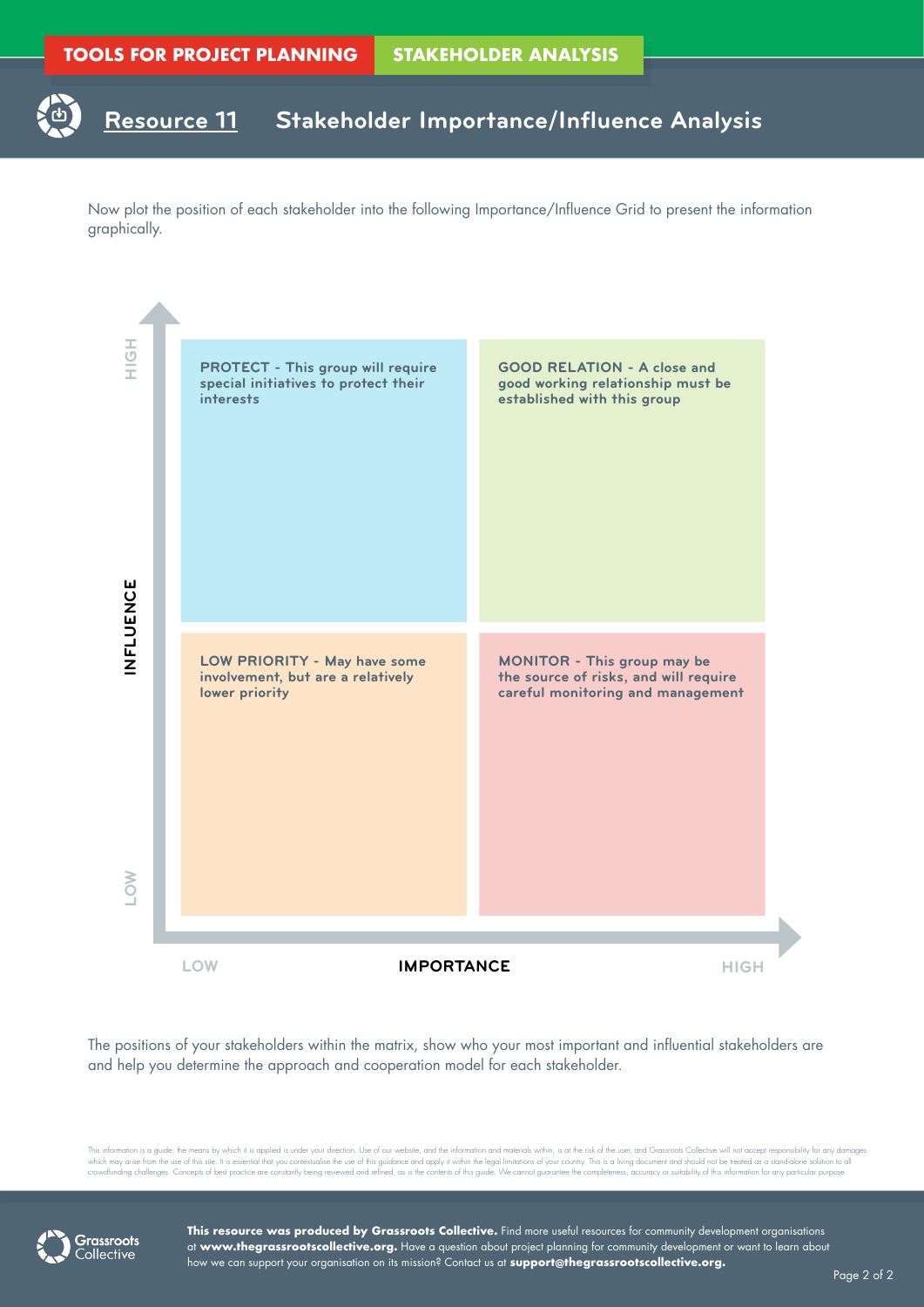TOOLS FOR PROJECT PLANNING | STAKEHOLDER ANALYSIS

# Resource 11 Stakeholder Importance/Influence Analysis

Now plot the position of each stakeholder into the following Importance/Influence Grid to present the information graphically.

INFLUENCE

HIGH

LOW

IMPORTANCE

LOW

HIGH

**PROTECT** - This group will require special initiatives to protect their interests

**GOOD RELATION** - A close and good working relationship must be established with this group

**LOW PRIORITY** - May have some involvement, but are a relatively lower priority

**MONITOR** - This group may be the source of risks, and will require careful monitoring and management

The positions of your stakeholders within the matrix, show who your most important and influential stakeholders are and help you determine the approach and cooperation model for each stakeholder.

This information is a guide; the means by which it is applied is under your direction. Use of our website, and the information and materials within, is at the risk of the user, and Grassroots Collective will not accept responsibility for any damages which may arise from the use of this site. It is essential that you contextualise the use of this guidance and apply it within the legal limitations of your country. This is a living document and should not be treated as a stand-alone solution to all crowdfunding challenges. Concepts of best practice are constantly being reviewed and refined, as is the contents of this guide. We cannot guarantee the completeness, accuracy or suitability of this information for any particular purpose.

Grassroots Collective

**This resource was produced by Grassroots Collective.** Find more useful resources for community development organisations at **www.thegrassrootscollective.org.** Have a question about project planning for community development or want to learn about how we can support your organisation on its mission? Contact us at **support@thegrassrootscollective.org.**